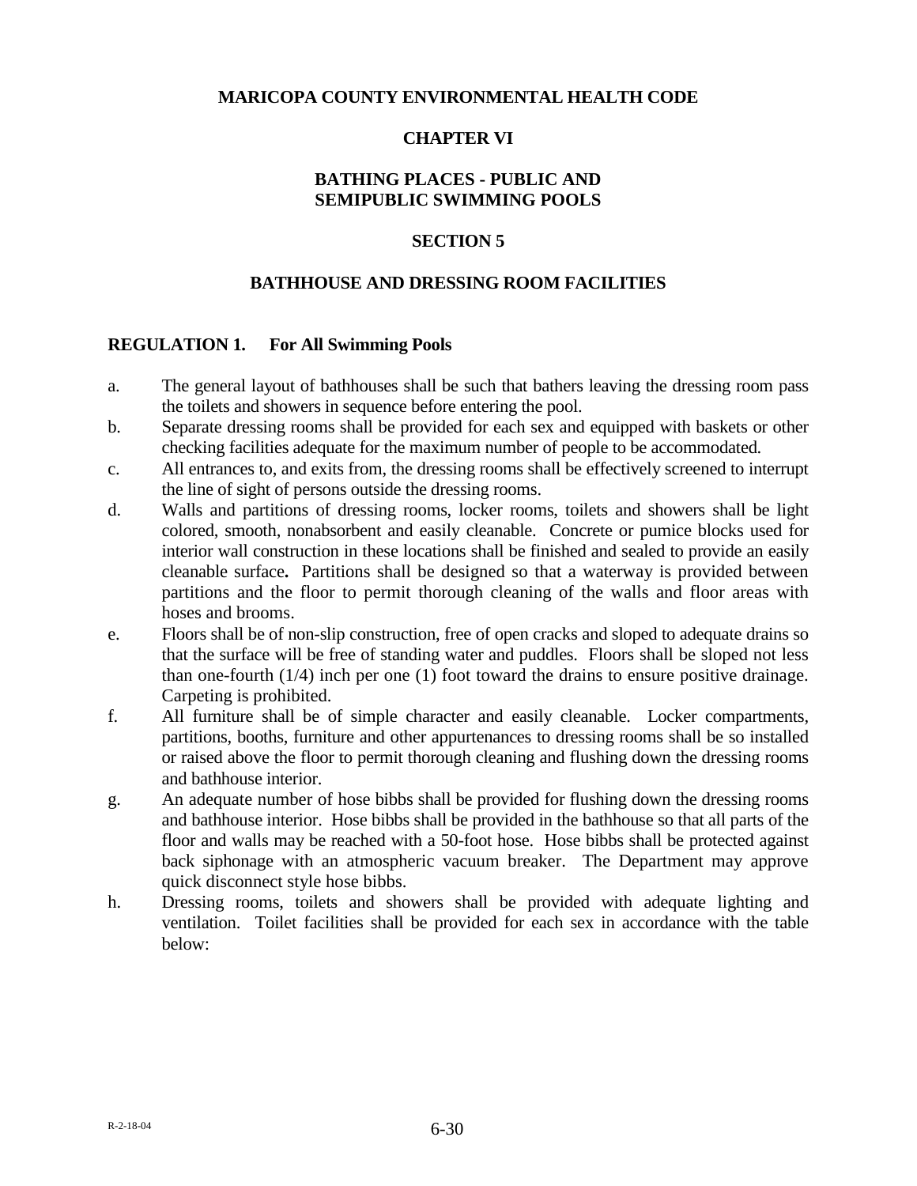# MARICOPA COUNTY ENVIRONMENTAL HEALTH CODE

## CHAPTER VI

## BATHING PLACES - PUBLIC AND SEMIPUBLIC SWIMMING POOLS

## SECTION 5

## BATHHOUSE AND DRESSING ROOM FACILITIES

### REGULATION 1. For All Swimming Pools

a. The general layout of bathhouses shall be such that bathers leaving the dressing room pass the toilets and showers in sequence before entering the pool.

b. Separate dressing rooms shall be provided for each sex and equipped with baskets or other checking facilities adequate for the maximum number of people to be accommodated.

c. All entrances to, and exits from, the dressing rooms shall be effectively screened to interrupt the line of sight of persons outside the dressing rooms.

d. Walls and partitions of dressing rooms, locker rooms, toilets and showers shall be light colored, smooth, nonabsorbent and easily cleanable. Concrete or pumice blocks used for interior wall construction in these locations shall be finished and sealed to provide an easily cleanable surface**.** Partitions shall be designed so that a waterway is provided between partitions and the floor to permit thorough cleaning of the walls and floor areas with hoses and brooms.

e. Floors shall be of non-slip construction, free of open cracks and sloped to adequate drains so that the surface will be free of standing water and puddles. Floors shall be sloped not less than one-fourth (1/4) inch per one (1) foot toward the drains to ensure positive drainage. Carpeting is prohibited.

f. All furniture shall be of simple character and easily cleanable. Locker compartments, partitions, booths, furniture and other appurtenances to dressing rooms shall be so installed or raised above the floor to permit thorough cleaning and flushing down the dressing rooms and bathhouse interior.

g. An adequate number of hose bibbs shall be provided for flushing down the dressing rooms and bathhouse interior. Hose bibbs shall be provided in the bathhouse so that all parts of the floor and walls may be reached with a 50-foot hose. Hose bibbs shall be protected against back siphonage with an atmospheric vacuum breaker. The Department may approve quick disconnect style hose bibbs.

h. Dressing rooms, toilets and showers shall be provided with adequate lighting and ventilation. Toilet facilities shall be provided for each sex in accordance with the table below: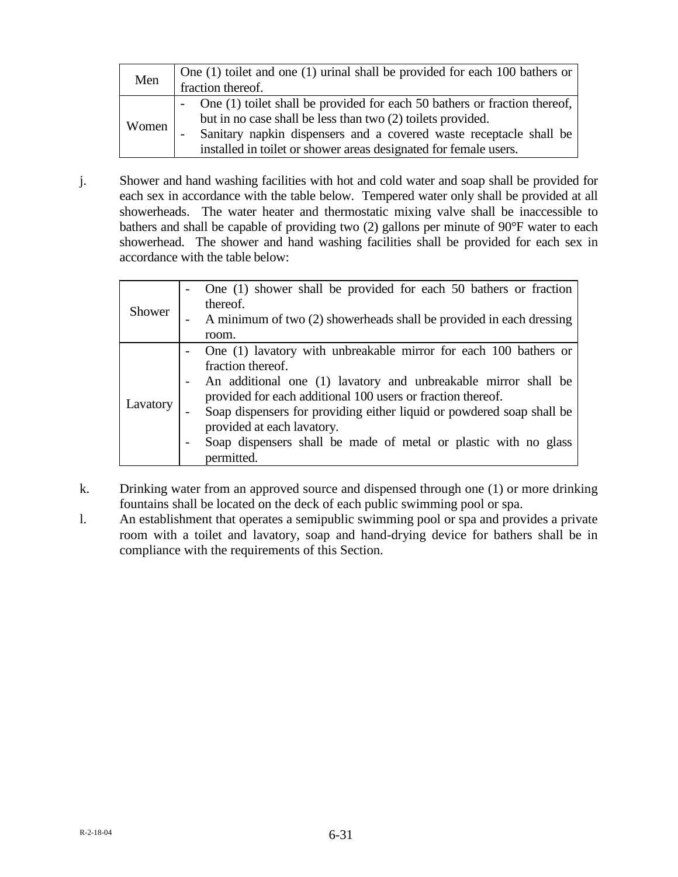| | |
|---|---|
| Men | One (1) toilet and one (1) urinal shall be provided for each 100 bathers or fraction thereof. |
| Women | - One (1) toilet shall be provided for each 50 bathers or fraction thereof, but in no case shall be less than two (2) toilets provided.<br>- Sanitary napkin dispensers and a covered waste receptacle shall be installed in toilet or shower areas designated for female users. |

j. Shower and hand washing facilities with hot and cold water and soap shall be provided for each sex in accordance with the table below. Tempered water only shall be provided at all showerheads. The water heater and thermostatic mixing valve shall be inaccessible to bathers and shall be capable of providing two (2) gallons per minute of 90°F water to each showerhead. The shower and hand washing facilities shall be provided for each sex in accordance with the table below:

| | |
|---|---|
| Shower | - One (1) shower shall be provided for each 50 bathers or fraction thereof.<br>- A minimum of two (2) showerheads shall be provided in each dressing room. |
| Lavatory | - One (1) lavatory with unbreakable mirror for each 100 bathers or fraction thereof.<br>- An additional one (1) lavatory and unbreakable mirror shall be provided for each additional 100 users or fraction thereof.<br>- Soap dispensers for providing either liquid or powdered soap shall be provided at each lavatory.<br>- Soap dispensers shall be made of metal or plastic with no glass permitted. |

k. Drinking water from an approved source and dispensed through one (1) or more drinking fountains shall be located on the deck of each public swimming pool or spa.

l. An establishment that operates a semipublic swimming pool or spa and provides a private room with a toilet and lavatory, soap and hand-drying device for bathers shall be in compliance with the requirements of this Section.